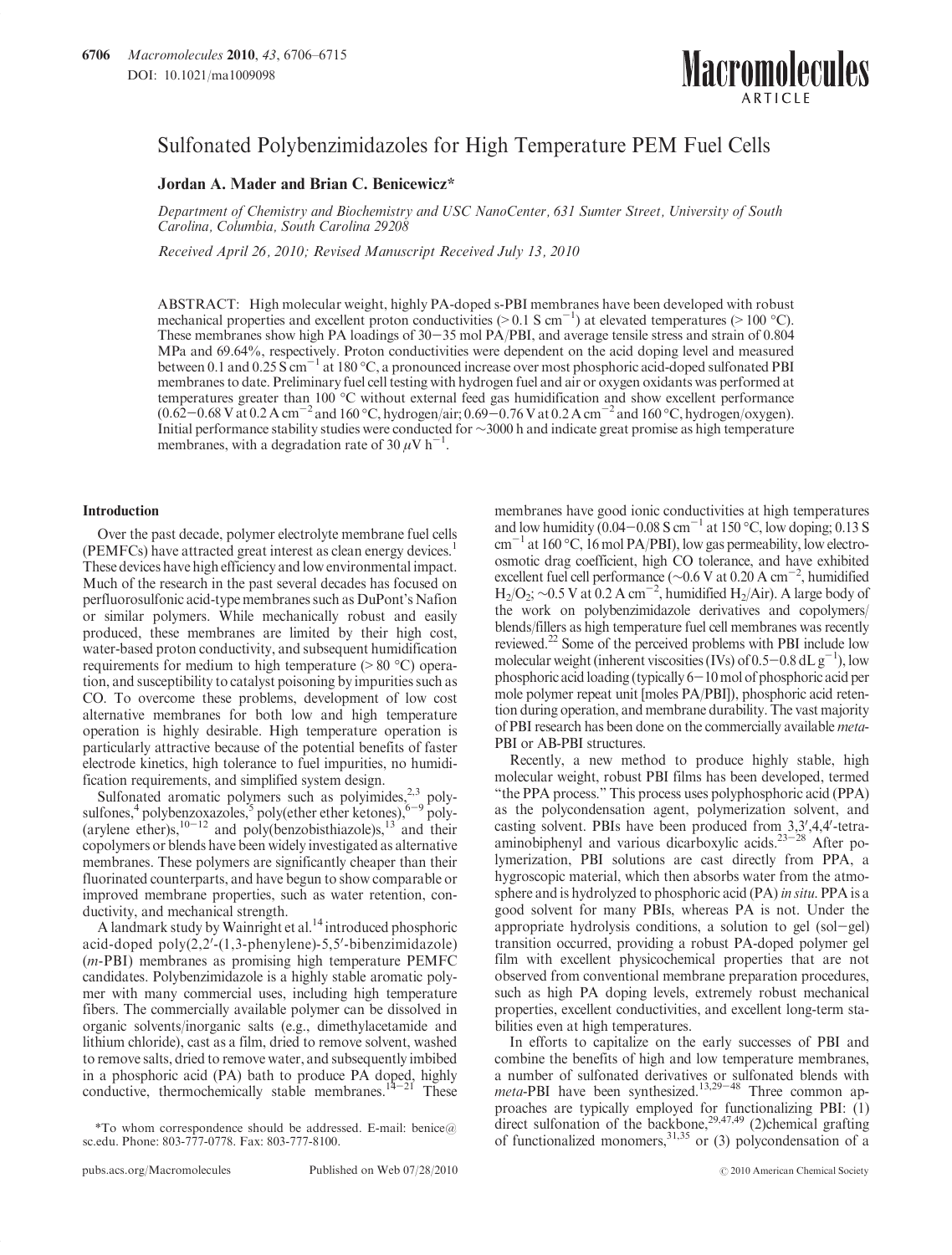# Sulfonated Polybenzimidazoles for High Temperature PEM Fuel Cells

**Jordan A. Mader and Brian C. Benicewicz***

*Department of Chemistry and Biochemistry and USC NanoCenter, 631 Sumter Street, University of South Carolina, Columbia, South Carolina 29208*

*Received April 26, 2010; Revised Manuscript Received July 13, 2010*

ABSTRACT: High molecular weight, highly PA-doped s-PBI membranes have been developed with robust mechanical properties and excellent proton conductivities (> 0.1 S $cm^{-1}$) at elevated temperatures (> 100 °C). These membranes show high PA loadings of 30−35 mol PA/PBI, and average tensile stress and strain of 0.804 MPa and 69.64%, respectively. Proton conductivities were dependent on the acid doping level and measured between 0.1 and 0.25 S $cm^{-1}$ at 180 °C, a pronounced increase over most phosphoric acid-doped sulfonated PBI membranes to date. Preliminary fuel cell testing with hydrogen fuel and air or oxygen oxidants was performed at temperatures greater than 100 °C without external feed gas humidification and show excellent performance (0.62−0.68 V at 0.2 A $cm^{-2}$ and 160 °C, hydrogen/air; 0.69−0.76 V at 0.2 A $cm^{-2}$ and 160 °C, hydrogen/oxygen). Initial performance stability studies were conducted for ~3000 h and indicate great promise as high temperature membranes, with a degradation rate of 30 $\mu V\ h^{-1}$.

## Introduction

Over the past decade, polymer electrolyte membrane fuel cells (PEMFCs) have attracted great interest as clean energy devices.[1] These devices have high efficiency and low environmental impact. Much of the research in the past several decades has focused on perfluorosulfonic acid-type membranes such as DuPont's Nafion or similar polymers. While mechanically robust and easily produced, these membranes are limited by their high cost, water-based proton conductivity, and subsequent humidification requirements for medium to high temperature (> 80 °C) operation, and susceptibility to catalyst poisoning by impurities such as CO. To overcome these problems, development of low cost alternative membranes for both low and high temperature operation is highly desirable. High temperature operation is particularly attractive because of the potential benefits of faster electrode kinetics, high tolerance to fuel impurities, no humidification requirements, and simplified system design.

Sulfonated aromatic polymers such as polyimides,[2,3] polysulfones,[4] polybenzoxazoles,[5] poly(ether ether ketones),[6−9] poly(arylene ether)s,[10−12] and poly(benzobisthiazole)s,[13] and their copolymers or blends have been widely investigated as alternative membranes. These polymers are significantly cheaper than their fluorinated counterparts, and have begun to show comparable or improved membrane properties, such as water retention, conductivity, and mechanical strength.

A landmark study by Wainright et al.[14] introduced phosphoric acid-doped poly(2,2′-(1,3-phenylene)-5,5′-bibenzimidazole) (*m*-PBI) membranes as promising high temperature PEMFC candidates. Polybenzimidazole is a highly stable aromatic polymer with many commercial uses, including high temperature fibers. The commercially available polymer can be dissolved in organic solvents/inorganic salts (e.g., dimethylacetamide and lithium chloride), cast as a film, dried to remove solvent, washed to remove salts, dried to remove water, and subsequently imbibed in a phosphoric acid (PA) bath to produce PA doped, highly conductive, thermochemically stable membranes.[14−21] These membranes have good ionic conductivities at high temperatures and low humidity (0.04−0.08 S $cm^{-1}$ at 150 °C, low doping; 0.13 S $cm^{-1}$ at 160 °C, 16 mol PA/PBI), low gas permeability, low electroosmotic drag coefficient, high CO tolerance, and have exhibited excellent fuel cell performance (~0.6 V at 0.20 A $cm^{-2}$, humidified $H_2/O_2$; ~0.5 V at 0.2 A $cm^{-2}$, humidified $H_2$/Air). A large body of the work on polybenzimidazole derivatives and copolymers/blends/fillers as high temperature fuel cell membranes was recently reviewed.[22] Some of the perceived problems with PBI include low molecular weight (inherent viscosities (IVs) of 0.5−0.8 dL $g^{-1}$), low phosphoric acid loading (typically 6−10 mol of phosphoric acid per mole polymer repeat unit [moles PA/PBI]), phosphoric acid retention during operation, and membrane durability. The vast majority of PBI research has been done on the commercially available *meta*-PBI or AB-PBI structures.

Recently, a new method to produce highly stable, high molecular weight, robust PBI films has been developed, termed "the PPA process." This process uses polyphosphoric acid (PPA) as the polycondensation agent, polymerization solvent, and casting solvent. PBIs have been produced from 3,3′,4,4′-tetraaminobiphenyl and various dicarboxylic acids.[23−28] After polymerization, PBI solutions are cast directly from PPA, a hygroscopic material, which then absorbs water from the atmosphere and is hydrolyzed to phosphoric acid (PA) *in situ*. PPA is a good solvent for many PBIs, whereas PA is not. Under the appropriate hydrolysis conditions, a solution to gel (sol−gel) transition occurred, providing a robust PA-doped polymer gel film with excellent physicochemical properties that are not observed from conventional membrane preparation procedures, such as high PA doping levels, extremely robust mechanical properties, excellent conductivities, and excellent long-term stabilities even at high temperatures.

In efforts to capitalize on the early successes of PBI and combine the benefits of high and low temperature membranes, a number of sulfonated derivatives or sulfonated blends with *meta*-PBI have been synthesized.[13,29−48] Three common approaches are typically employed for functionalizing PBI: (1) direct sulfonation of the backbone,[29,47,49] (2)chemical grafting of functionalized monomers,[31,35] or (3) polycondensation of a

*To whom correspondence should be addressed. E-mail: benice@sc.edu. Phone: 803-777-0778. Fax: 803-777-8100.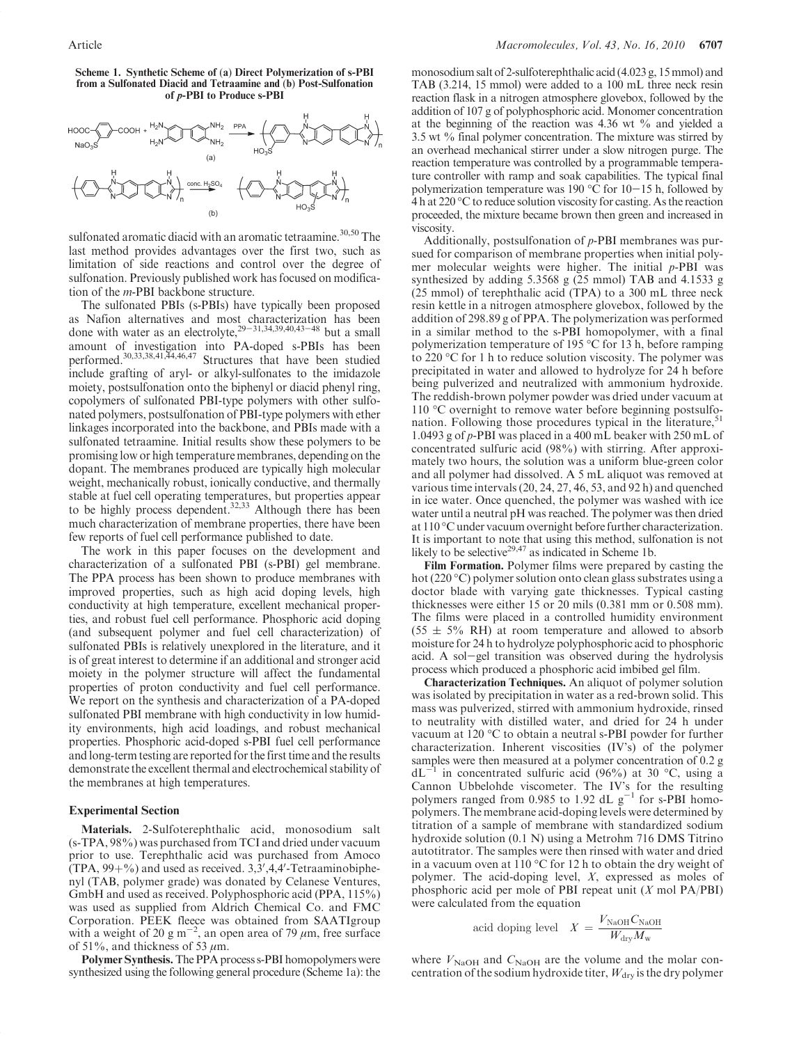**Scheme 1. Synthetic Scheme of (a) Direct Polymerization of s-PBI from a Sulfonated Diacid and Tetraamine and (b) Post-Sulfonation of *p*-PBI to Produce s-PBI**

sulfonated aromatic diacid with an aromatic tetraamine.[30,50] The last method provides advantages over the first two, such as limitation of side reactions and control over the degree of sulfonation. Previously published work has focused on modification of the *m*-PBI backbone structure.

The sulfonated PBIs (s-PBIs) have typically been proposed as Nafion alternatives and most characterization has been done with water as an electrolyte,[29-31,34,39,40,43-48] but a small amount of investigation into PA-doped s-PBIs has been performed.[30,33,38,41,44,46,47] Structures that have been studied include grafting of aryl- or alkyl-sulfonates to the imidazole moiety, postsulfonation onto the biphenyl or diacid phenyl ring, copolymers of sulfonated PBI-type polymers with other sulfonated polymers, postsulfonation of PBI-type polymers with ether linkages incorporated into the backbone, and PBIs made with a sulfonated tetraamine. Initial results show these polymers to be promising low or high temperature membranes, depending on the dopant. The membranes produced are typically high molecular weight, mechanically robust, ionically conductive, and thermally stable at fuel cell operating temperatures, but properties appear to be highly process dependent.[32,33] Although there has been much characterization of membrane properties, there have been few reports of fuel cell performance published to date.

The work in this paper focuses on the development and characterization of a sulfonated PBI (s-PBI) gel membrane. The PPA process has been shown to produce membranes with improved properties, such as high acid doping levels, high conductivity at high temperature, excellent mechanical properties, and robust fuel cell performance. Phosphoric acid doping (and subsequent polymer and fuel cell characterization) of sulfonated PBIs is relatively unexplored in the literature, and it is of great interest to determine if an additional and stronger acid moiety in the polymer structure will affect the fundamental properties of proton conductivity and fuel cell performance. We report on the synthesis and characterization of a PA-doped sulfonated PBI membrane with high conductivity in low humidity environments, high acid loadings, and robust mechanical properties. Phosphoric acid-doped s-PBI fuel cell performance and long-term testing are reported for the first time and the results demonstrate the excellent thermal and electrochemical stability of the membranes at high temperatures.

## Experimental Section

**Materials.** 2-Sulfoterephthalic acid, monosodium salt (s-TPA, 98%) was purchased from TCI and dried under vacuum prior to use. Terephthalic acid was purchased from Amoco (TPA, 99+%) and used as received. 3,3′,4,4′-Tetraaminobiphenyl (TAB, polymer grade) was donated by Celanese Ventures, GmbH and used as received. Polyphosphoric acid (PPA, 115%) was used as supplied from Aldrich Chemical Co. and FMC Corporation. PEEK fleece was obtained from SAATIgroup with a weight of 20 g m$^{-2}$, an open area of 79 $\mu$m, free surface of 51%, and thickness of 53 $\mu$m.

**Polymer Synthesis.** The PPA process s-PBI homopolymers were synthesized using the following general procedure (Scheme 1a): the monosodium salt of 2-sulfoterephthalic acid (4.023 g, 15 mmol) and TAB (3.214, 15 mmol) were added to a 100 mL three neck resin reaction flask in a nitrogen atmosphere glovebox, followed by the addition of 107 g of polyphosphoric acid. Monomer concentration at the beginning of the reaction was 4.36 wt % and yielded a 3.5 wt % final polymer concentration. The mixture was stirred by an overhead mechanical stirrer under a slow nitrogen purge. The reaction temperature was controlled by a programmable temperature controller with ramp and soak capabilities. The typical final polymerization temperature was 190 °C for 10−15 h, followed by 4 h at 220 °C to reduce solution viscosity for casting. As the reaction proceeded, the mixture became brown then green and increased in viscosity.

Additionally, postsulfonation of *p*-PBI membranes was pursued for comparison of membrane properties when initial polymer molecular weights were higher. The initial *p*-PBI was synthesized by adding 5.3568 g (25 mmol) TAB and 4.1533 g (25 mmol) of terephthalic acid (TPA) to a 300 mL three neck resin kettle in a nitrogen atmosphere glovebox, followed by the addition of 298.89 g of PPA. The polymerization was performed in a similar method to the s-PBI homopolymer, with a final polymerization temperature of 195 °C for 13 h, before ramping to 220 °C for 1 h to reduce solution viscosity. The polymer was precipitated in water and allowed to hydrolyze for 24 h before being pulverized and neutralized with ammonium hydroxide. The reddish-brown polymer powder was dried under vacuum at 110 °C overnight to remove water before beginning postsulfonation. Following those procedures typical in the literature,[51] 1.0493 g of *p*-PBI was placed in a 400 mL beaker with 250 mL of concentrated sulfuric acid (98%) with stirring. After approximately two hours, the solution was a uniform blue-green color and all polymer had dissolved. A 5 mL aliquot was removed at various time intervals (20, 24, 27, 46, 53, and 92 h) and quenched in ice water. Once quenched, the polymer was washed with ice water until a neutral pH was reached. The polymer was then dried at 110 °C under vacuum overnight before further characterization. It is important to note that using this method, sulfonation is not likely to be selective[29,47] as indicated in Scheme 1b.

**Film Formation.** Polymer films were prepared by casting the hot (220 °C) polymer solution onto clean glass substrates using a doctor blade with varying gate thicknesses. Typical casting thicknesses were either 15 or 20 mils (0.381 mm or 0.508 mm). The films were placed in a controlled humidity environment (55 ± 5% RH) at room temperature and allowed to absorb moisture for 24 h to hydrolyze polyphosphoric acid to phosphoric acid. A sol−gel transition was observed during the hydrolysis process which produced a phosphoric acid imbibed gel film.

**Characterization Techniques.** An aliquot of polymer solution was isolated by precipitation in water as a red-brown solid. This mass was pulverized, stirred with ammonium hydroxide, rinsed to neutrality with distilled water, and dried for 24 h under vacuum at 120 °C to obtain a neutral s-PBI powder for further characterization. Inherent viscosities (IV's) of the polymer samples were then measured at a polymer concentration of 0.2 g dL$^{-1}$ in concentrated sulfuric acid (96%) at 30 °C, using a Cannon Ubbelohde viscometer. The IV's for the resulting polymers ranged from 0.985 to 1.92 dL g$^{-1}$ for s-PBI homopolymers. The membrane acid-doping levels were determined by titration of a sample of membrane with standardized sodium hydroxide solution (0.1 N) using a Metrohm 716 DMS Titrino autotitrator. The samples were then rinsed with water and dried in a vacuum oven at 110 °C for 12 h to obtain the dry weight of polymer. The acid-doping level, *X*, expressed as moles of phosphoric acid per mole of PBI repeat unit (*X* mol PA/PBI) were calculated from the equation

$$\text{acid doping level} \quad X = \frac{V_{\text{NaOH}} C_{\text{NaOH}}}{W_{\text{dry}} M_{\text{w}}}$$

where $V_{\text{NaOH}}$ and $C_{\text{NaOH}}$ are the volume and the molar concentration of the sodium hydroxide titer, $W_{\text{dry}}$ is the dry polymer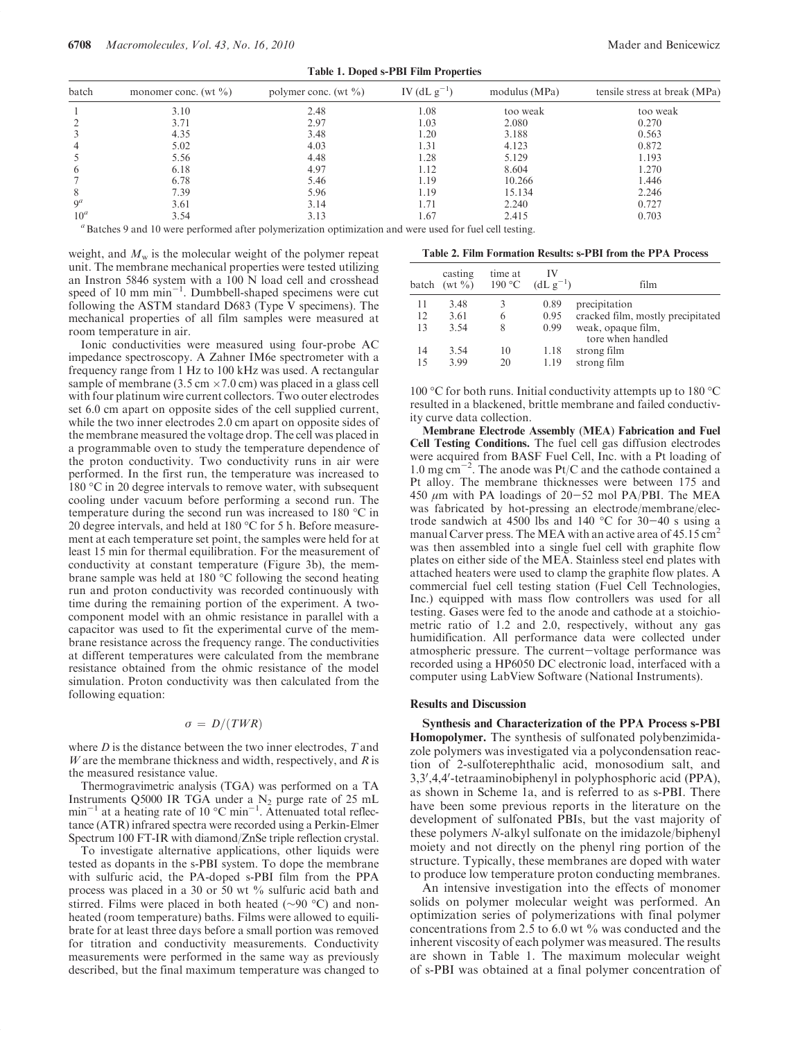**Table 1. Doped s-PBI Film Properties**

| batch | monomer conc. (wt %) | polymer conc. (wt %) | IV (dL g$^{-1}$) | modulus (MPa) | tensile stress at break (MPa) |
|---|---|---|---|---|---|
| 1 | 3.10 | 2.48 | 1.08 | too weak | too weak |
| 2 | 3.71 | 2.97 | 1.03 | 2.080 | 0.270 |
| 3 | 4.35 | 3.48 | 1.20 | 3.188 | 0.563 |
| 4 | 5.02 | 4.03 | 1.31 | 4.123 | 0.872 |
| 5 | 5.56 | 4.48 | 1.28 | 5.129 | 1.193 |
| 6 | 6.18 | 4.97 | 1.12 | 8.604 | 1.270 |
| 7 | 6.78 | 5.46 | 1.19 | 10.266 | 1.446 |
| 8 | 7.39 | 5.96 | 1.19 | 15.134 | 2.246 |
| 9[a] | 3.61 | 3.14 | 1.71 | 2.240 | 0.727 |
| 10[a] | 3.54 | 3.13 | 1.67 | 2.415 | 0.703 |

[a] Batches 9 and 10 were performed after polymerization optimization and were used for fuel cell testing.

weight, and $M_w$ is the molecular weight of the polymer repeat unit. The membrane mechanical properties were tested utilizing an Instron 5846 system with a 100 N load cell and crosshead speed of 10 mm min$^{-1}$. Dumbbell-shaped specimens were cut following the ASTM standard D683 (Type V specimens). The mechanical properties of all film samples were measured at room temperature in air.

Ionic conductivities were measured using four-probe AC impedance spectroscopy. A Zahner IM6e spectrometer with a frequency range from 1 Hz to 100 kHz was used. A rectangular sample of membrane (3.5 cm × 7.0 cm) was placed in a glass cell with four platinum wire current collectors. Two outer electrodes set 6.0 cm apart on opposite sides of the cell supplied current, while the two inner electrodes 2.0 cm apart on opposite sides of the membrane measured the voltage drop. The cell was placed in a programmable oven to study the temperature dependence of the proton conductivity. Two conductivity runs in air were performed. In the first run, the temperature was increased to 180 °C in 20 degree intervals to remove water, with subsequent cooling under vacuum before performing a second run. The temperature during the second run was increased to 180 °C in 20 degree intervals, and held at 180 °C for 5 h. Before measurement at each temperature set point, the samples were held for at least 15 min for thermal equilibration. For the measurement of conductivity at constant temperature (Figure 3b), the membrane sample was held at 180 °C following the second heating run and proton conductivity was recorded continuously with time during the remaining portion of the experiment. A two-component model with an ohmic resistance in parallel with a capacitor was used to fit the experimental curve of the membrane resistance across the frequency range. The conductivities at different temperatures were calculated from the membrane resistance obtained from the ohmic resistance of the model simulation. Proton conductivity was then calculated from the following equation:

$$\sigma = D/(TWR)$$

where $D$ is the distance between the two inner electrodes, $T$ and $W$ are the membrane thickness and width, respectively, and $R$ is the measured resistance value.

Thermogravimetric analysis (TGA) was performed on a TA Instruments Q5000 IR TGA under a $N_2$ purge rate of 25 mL min$^{-1}$ at a heating rate of 10 °C min$^{-1}$. Attenuated total reflectance (ATR) infrared spectra were recorded using a Perkin-Elmer Spectrum 100 FT-IR with diamond/ZnSe triple reflection crystal.

To investigate alternative applications, other liquids were tested as dopants in the s-PBI system. To dope the membrane with sulfuric acid, the PA-doped s-PBI film from the PPA process was placed in a 30 or 50 wt % sulfuric acid bath and stirred. Films were placed in both heated (~90 °C) and nonheated (room temperature) baths. Films were allowed to equilibrate for at least three days before a small portion was removed for titration and conductivity measurements. Conductivity measurements were performed in the same way as previously described, but the final maximum temperature was changed to 100 °C for both runs. Initial conductivity attempts up to 180 °C resulted in a blackened, brittle membrane and failed conductivity curve data collection.

**Table 2. Film Formation Results: s-PBI from the PPA Process**

| batch | casting (wt %) | time at 190 °C | IV (dL g$^{-1}$) | film |
|---|---|---|---|---|
| 11 | 3.48 | 3 | 0.89 | precipitation |
| 12 | 3.61 | 6 | 0.95 | cracked film, mostly precipitated |
| 13 | 3.54 | 8 | 0.99 | weak, opaque film, tore when handled |
| 14 | 3.54 | 10 | 1.18 | strong film |
| 15 | 3.99 | 20 | 1.19 | strong film |

**Membrane Electrode Assembly (MEA) Fabrication and Fuel Cell Testing Conditions.** The fuel cell gas diffusion electrodes were acquired from BASF Fuel Cell, Inc. with a Pt loading of 1.0 mg cm$^{-2}$. The anode was Pt/C and the cathode contained a Pt alloy. The membrane thicknesses were between 175 and 450 $\mu$m with PA loadings of 20−52 mol PA/PBI. The MEA was fabricated by hot-pressing an electrode/membrane/electrode sandwich at 4500 lbs and 140 °C for 30−40 s using a manual Carver press. The MEA with an active area of 45.15 cm$^2$ was then assembled into a single fuel cell with graphite flow plates on either side of the MEA. Stainless steel end plates with attached heaters were used to clamp the graphite flow plates. A commercial fuel cell testing station (Fuel Cell Technologies, Inc.) equipped with mass flow controllers was used for all testing. Gases were fed to the anode and cathode at a stoichiometric ratio of 1.2 and 2.0, respectively, without any gas humidification. All performance data were collected under atmospheric pressure. The current−voltage performance was recorded using a HP6050 DC electronic load, interfaced with a computer using LabView Software (National Instruments).

## Results and Discussion

**Synthesis and Characterization of the PPA Process s-PBI Homopolymer.** The synthesis of sulfonated polybenzimidazole polymers was investigated via a polycondensation reaction of 2-sulfoterephthalic acid, monosodium salt, and 3,3′,4,4′-tetraaminobiphenyl in polyphosphoric acid (PPA), as shown in Scheme 1a, and is referred to as s-PBI. There have been some previous reports in the literature on the development of sulfonated PBIs, but the vast majority of these polymers *N*-alkyl sulfonate on the imidazole/biphenyl moiety and not directly on the phenyl ring portion of the structure. Typically, these membranes are doped with water to produce low temperature proton conducting membranes.

An intensive investigation into the effects of monomer solids on polymer molecular weight was performed. An optimization series of polymerizations with final polymer concentrations from 2.5 to 6.0 wt % was conducted and the inherent viscosity of each polymer was measured. The results are shown in Table 1. The maximum molecular weight of s-PBI was obtained at a final polymer concentration of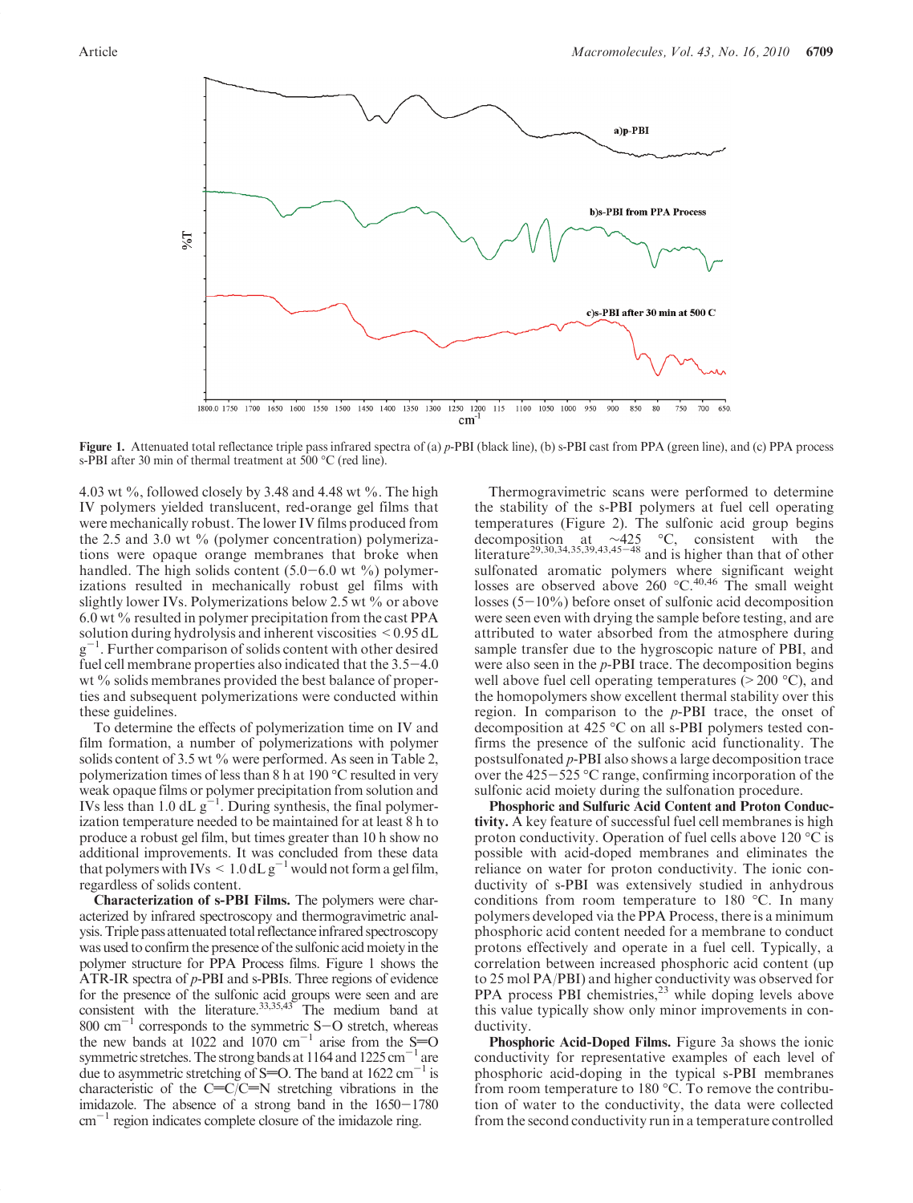Figure 1. Attenuated total reflectance triple pass infrared spectra of (a) *p*-PBI (black line), (b) s-PBI cast from PPA (green line), and (c) PPA process s-PBI after 30 min of thermal treatment at 500 °C (red line).

4.03 wt %, followed closely by 3.48 and 4.48 wt %. The high IV polymers yielded translucent, red-orange gel films that were mechanically robust. The lower IV films produced from the 2.5 and 3.0 wt % (polymer concentration) polymerizations were opaque orange membranes that broke when handled. The high solids content (5.0−6.0 wt %) polymerizations resulted in mechanically robust gel films with slightly lower IVs. Polymerizations below 2.5 wt % or above 6.0 wt % resulted in polymer precipitation from the cast PPA solution during hydrolysis and inherent viscosities < 0.95 dL g$^{-1}$. Further comparison of solids content with other desired fuel cell membrane properties also indicated that the 3.5−4.0 wt % solids membranes provided the best balance of properties and subsequent polymerizations were conducted within these guidelines.

To determine the effects of polymerization time on IV and film formation, a number of polymerizations with polymer solids content of 3.5 wt % were performed. As seen in Table 2, polymerization times of less than 8 h at 190 °C resulted in very weak opaque films or polymer precipitation from solution and IVs less than 1.0 dL g$^{-1}$. During synthesis, the final polymerization temperature needed to be maintained for at least 8 h to produce a robust gel film, but times greater than 10 h show no additional improvements. It was concluded from these data that polymers with IVs < 1.0 dL g$^{-1}$ would not form a gel film, regardless of solids content.

**Characterization of s-PBI Films.** The polymers were characterized by infrared spectroscopy and thermogravimetric analysis. Triple pass attenuated total reflectance infrared spectroscopy was used to confirm the presence of the sulfonic acid moiety in the polymer structure for PPA Process films. Figure 1 shows the ATR-IR spectra of *p*-PBI and s-PBIs. Three regions of evidence for the presence of the sulfonic acid groups were seen and are consistent with the literature.[33,35,43] The medium band at 800 cm$^{-1}$ corresponds to the symmetric S−O stretch, whereas the new bands at 1022 and 1070 cm$^{-1}$ arise from the S=O symmetric stretches. The strong bands at 1164 and 1225 cm$^{-1}$ are due to asymmetric stretching of S=O. The band at 1622 cm$^{-1}$ is characteristic of the C=C/C=N stretching vibrations in the imidazole. The absence of a strong band in the 1650−1780 cm$^{-1}$ region indicates complete closure of the imidazole ring.

Thermogravimetric scans were performed to determine the stability of the s-PBI polymers at fuel cell operating temperatures (Figure 2). The sulfonic acid group begins decomposition at ∼425 °C, consistent with the literature[29,30,34,35,39,43,45−48] and is higher than that of other sulfonated aromatic polymers where significant weight losses are observed above 260 °C.[40,46] The small weight losses (5−10%) before onset of sulfonic acid decomposition were seen even with drying the sample before testing, and are attributed to water absorbed from the atmosphere during sample transfer due to the hygroscopic nature of PBI, and were also seen in the *p*-PBI trace. The decomposition begins well above fuel cell operating temperatures (> 200 °C), and the homopolymers show excellent thermal stability over this region. In comparison to the *p*-PBI trace, the onset of decomposition at 425 °C on all s-PBI polymers tested confirms the presence of the sulfonic acid functionality. The postsulfonated *p*-PBI also shows a large decomposition trace over the 425−525 °C range, confirming incorporation of the sulfonic acid moiety during the sulfonation procedure.

**Phosphoric and Sulfuric Acid Content and Proton Conductivity.** A key feature of successful fuel cell membranes is high proton conductivity. Operation of fuel cells above 120 °C is possible with acid-doped membranes and eliminates the reliance on water for proton conductivity. The ionic conductivity of s-PBI was extensively studied in anhydrous conditions from room temperature to 180 °C. In many polymers developed via the PPA Process, there is a minimum phosphoric acid content needed for a membrane to conduct protons effectively and operate in a fuel cell. Typically, a correlation between increased phosphoric acid content (up to 25 mol PA/PBI) and higher conductivity was observed for PPA process PBI chemistries,[23] while doping levels above this value typically show only minor improvements in conductivity.

**Phosphoric Acid-Doped Films.** Figure 3a shows the ionic conductivity for representative examples of each level of phosphoric acid-doping in the typical s-PBI membranes from room temperature to 180 °C. To remove the contribution of water to the conductivity, the data were collected from the second conductivity run in a temperature controlled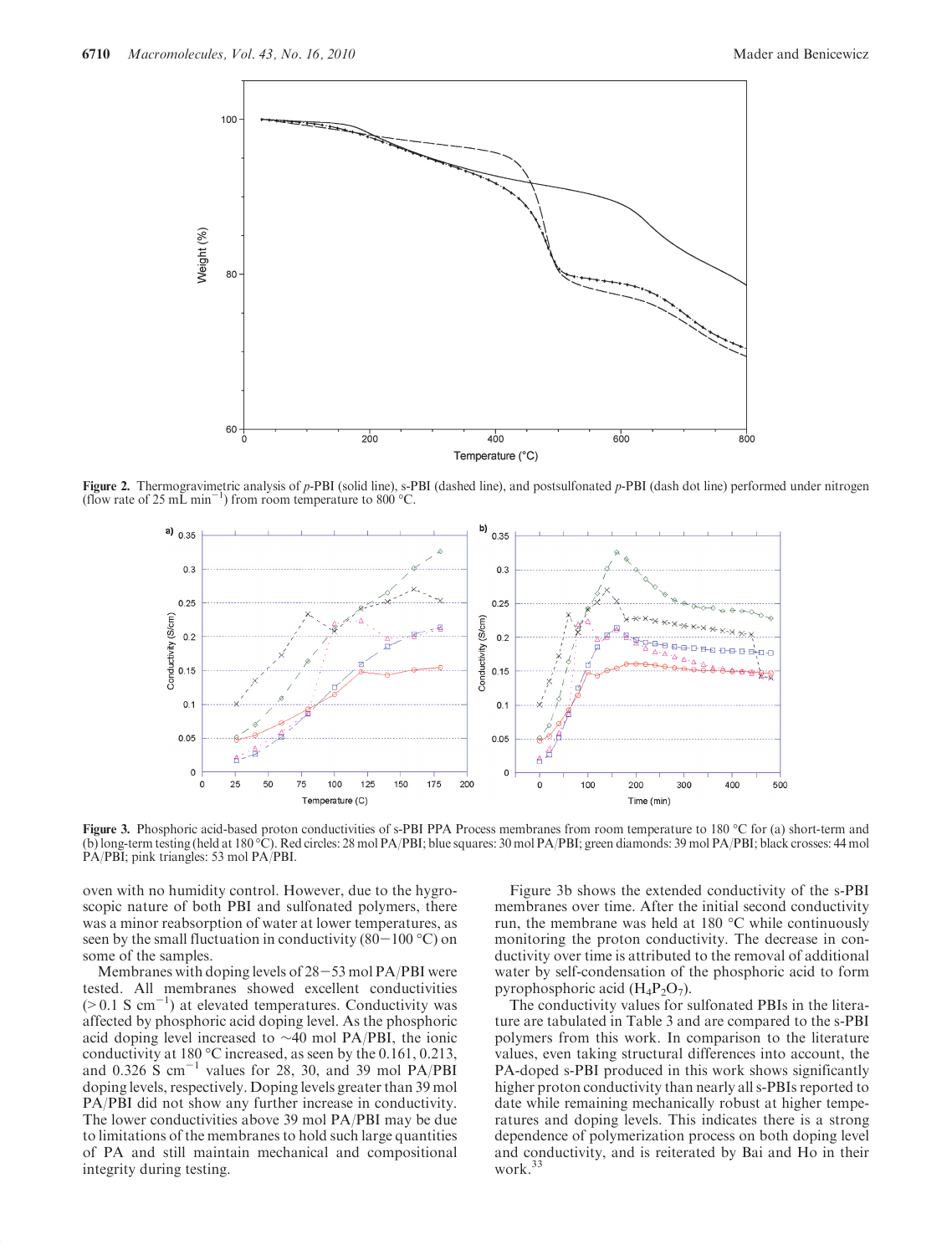Figure 2. Thermogravimetric analysis of *p*-PBI (solid line), s-PBI (dashed line), and postsulfonated *p*-PBI (dash dot line) performed under nitrogen (flow rate of 25 mL $min^{-1}$) from room temperature to 800 °C.

Figure 3. Phosphoric acid-based proton conductivities of s-PBI PPA Process membranes from room temperature to 180 °C for (a) short-term and (b) long-term testing (held at 180 °C). Red circles: 28 mol PA/PBI; blue squares: 30 mol PA/PBI; green diamonds: 39 mol PA/PBI; black crosses: 44 mol PA/PBI; pink triangles: 53 mol PA/PBI.

oven with no humidity control. However, due to the hygroscopic nature of both PBI and sulfonated polymers, there was a minor reabsorption of water at lower temperatures, as seen by the small fluctuation in conductivity (80−100 °C) on some of the samples.

Membranes with doping levels of 28−53 mol PA/PBI were tested. All membranes showed excellent conductivities (> 0.1 S $cm^{-1}$) at elevated temperatures. Conductivity was affected by phosphoric acid doping level. As the phosphoric acid doping level increased to ∼40 mol PA/PBI, the ionic conductivity at 180 °C increased, as seen by the 0.161, 0.213, and 0.326 S $cm^{-1}$ values for 28, 30, and 39 mol PA/PBI doping levels, respectively. Doping levels greater than 39 mol PA/PBI did not show any further increase in conductivity. The lower conductivities above 39 mol PA/PBI may be due to limitations of the membranes to hold such large quantities of PA and still maintain mechanical and compositional integrity during testing.

Figure 3b shows the extended conductivity of the s-PBI membranes over time. After the initial second conductivity run, the membrane was held at 180 °C while continuously monitoring the proton conductivity. The decrease in conductivity over time is attributed to the removal of additional water by self-condensation of the phosphoric acid to form pyrophosphoric acid ($H_4P_2O_7$).

The conductivity values for sulfonated PBIs in the literature are tabulated in Table 3 and are compared to the s-PBI polymers from this work. In comparison to the literature values, even taking structural differences into account, the PA-doped s-PBI produced in this work shows significantly higher proton conductivity than nearly all s-PBIs reported to date while remaining mechanically robust at higher temperatures and doping levels. This indicates there is a strong dependence of polymerization process on both doping level and conductivity, and is reiterated by Bai and Ho in their work.[33]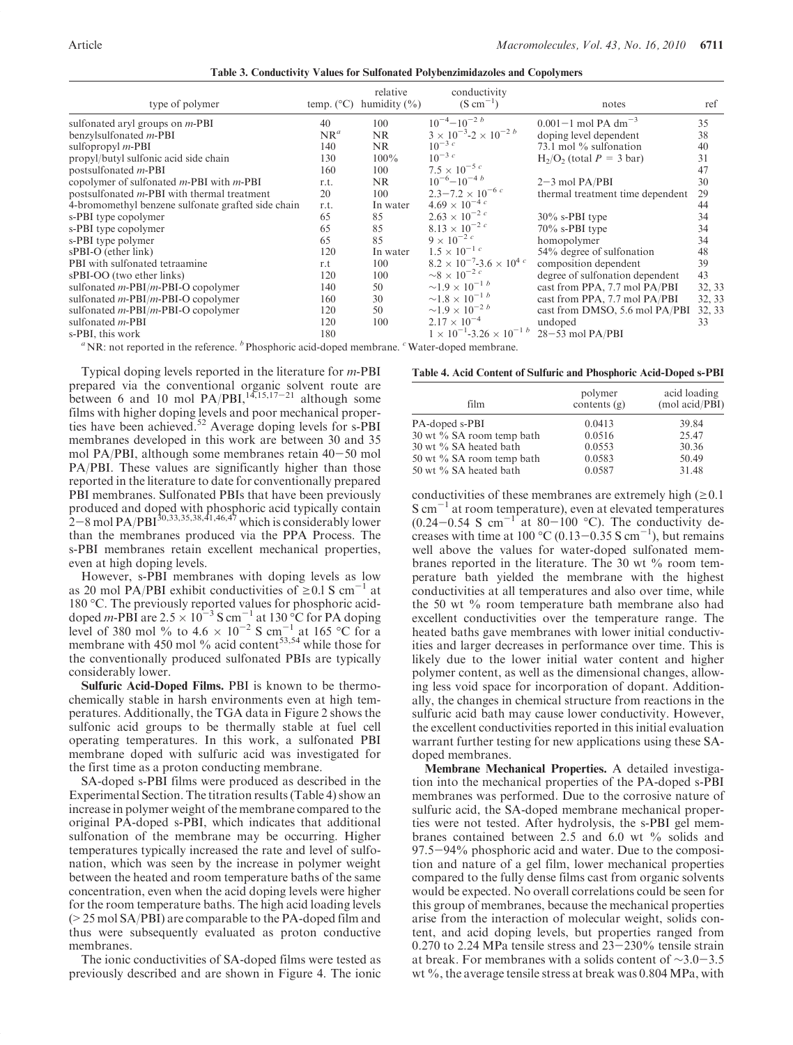**Table 3. Conductivity Values for Sulfonated Polybenzimidazoles and Copolymers**

| type of polymer | temp. (°C) | relative humidity (%) | conductivity (S cm$^{-1}$) | notes | ref |
|---|---|---|---|---|---|
| sulfonated aryl groups on *m*-PBI | 40 | 100 | $10^{-4}$–$10^{-2}$ [b] | 0.001–1 mol PA dm$^{-3}$ | 35 |
| benzylsulfonated *m*-PBI | NR[a] | NR | $3 \times 10^{-3}$-$2 \times 10^{-2}$ [b] | doping level dependent | 38 |
| sulfopropyl *m*-PBI | 140 | NR | $10^{-3}$ [c] | 73.1 mol % sulfonation | 40 |
| propyl/butyl sulfonic acid side chain | 130 | 100% | $10^{-3}$ [c] | $H_2/O_2$ (total $P$ = 3 bar) | 31 |
| postsulfonated *m*-PBI | 160 | 100 | $7.5 \times 10^{-5}$ [c] | | 47 |
| copolymer of sulfonated *m*-PBI with *m*-PBI | r.t. | NR | $10^{-6}$–$10^{-4}$ [b] | 2–3 mol PA/PBI | 30 |
| postsulfonated *m*-PBI with thermal treatment | 20 | 100 | $2.3$–$7.2 \times 10^{-6}$ [c] | thermal treatment time dependent | 29 |
| 4-bromomethyl benzene sulfonate grafted side chain | r.t. | In water | $4.69 \times 10^{-4}$ [c] | | 44 |
| s-PBI type copolymer | 65 | 85 | $2.63 \times 10^{-2}$ [c] | 30% s-PBI type | 34 |
| s-PBI type copolymer | 65 | 85 | $8.13 \times 10^{-2}$ [c] | 70% s-PBI type | 34 |
| s-PBI type polymer | 65 | 85 | $9 \times 10^{-2}$ [c] | homopolymer | 34 |
| sPBI-O (ether link) | 120 | In water | $1.5 \times 10^{-1}$ [c] | 54% degree of sulfonation | 48 |
| PBI with sulfonated tetraamine | r.t | 100 | $8.2 \times 10^{-7}$-$3.6 \times 10^{4}$ [c] | composition dependent | 39 |
| sPBI-OO (two ether links) | 120 | 100 | $\sim 8 \times 10^{-2}$ [c] | degree of sulfonation dependent | 43 |
| sulfonated *m*-PBI/*m*-PBI-O copolymer | 140 | 50 | $\sim 1.9 \times 10^{-1}$ [b] | cast from PPA, 7.7 mol PA/PBI | 32, 33 |
| sulfonated *m*-PBI/*m*-PBI-O copolymer | 160 | 30 | $\sim 1.8 \times 10^{-1}$ [b] | cast from PPA, 7.7 mol PA/PBI | 32, 33 |
| sulfonated *m*-PBI/*m*-PBI-O copolymer | 120 | 50 | $\sim 1.9 \times 10^{-2}$ [b] | cast from DMSO, 5.6 mol PA/PBI | 32, 33 |
| sulfonated *m*-PBI | 120 | 100 | $2.17 \times 10^{-4}$ | undoped | 33 |
| s-PBI, this work | 180 | | $1 \times 10^{-1}$-$3.26 \times 10^{-1}$ [b] | 28–53 mol PA/PBI | |

[a] NR: not reported in the reference. [b] Phosphoric acid-doped membrane. [c] Water-doped membrane.

Typical doping levels reported in the literature for *m*-PBI prepared via the conventional organic solvent route are between 6 and 10 mol PA/PBI,[14,15,17–21] although some films with higher doping levels and poor mechanical properties have been achieved.[52] Average doping levels for s-PBI membranes developed in this work are between 30 and 35 mol PA/PBI, although some membranes retain 40–50 mol PA/PBI. These values are significantly higher than those reported in the literature to date for conventionally prepared PBI membranes. Sulfonated PBIs that have been previously produced and doped with phosphoric acid typically contain 2–8 mol PA/PBI[30,33,35,38,41,46,47] which is considerably lower than the membranes produced via the PPA Process. The s-PBI membranes retain excellent mechanical properties, even at high doping levels.

However, s-PBI membranes with doping levels as low as 20 mol PA/PBI exhibit conductivities of ≥0.1 S cm$^{-1}$ at 180 °C. The previously reported values for phosphoric acid-doped *m*-PBI are $2.5 \times 10^{-3}$ S cm$^{-1}$ at 130 °C for PA doping level of 380 mol % to $4.6 \times 10^{-2}$ S cm$^{-1}$ at 165 °C for a membrane with 450 mol % acid content[53,54] while those for the conventionally produced sulfonated PBIs are typically considerably lower.

**Sulfuric Acid-Doped Films.** PBI is known to be thermochemically stable in harsh environments even at high temperatures. Additionally, the TGA data in Figure 2 shows the sulfonic acid groups to be thermally stable at fuel cell operating temperatures. In this work, a sulfonated PBI membrane doped with sulfuric acid was investigated for the first time as a proton conducting membrane.

SA-doped s-PBI films were produced as described in the Experimental Section. The titration results (Table 4) show an increase in polymer weight of the membrane compared to the original PA-doped s-PBI, which indicates that additional sulfonation of the membrane may be occurring. Higher temperatures typically increased the rate and level of sulfonation, which was seen by the increase in polymer weight between the heated and room temperature baths of the same concentration, even when the acid doping levels were higher for the room temperature baths. The high acid loading levels (> 25 mol SA/PBI) are comparable to the PA-doped film and thus were subsequently evaluated as proton conductive membranes.

The ionic conductivities of SA-doped films were tested as previously described and are shown in Figure 4. The ionic conductivities of these membranes are extremely high (≥0.1 S cm$^{-1}$ at room temperature), even at elevated temperatures (0.24–0.54 S cm$^{-1}$ at 80–100 °C). The conductivity decreases with time at 100 °C (0.13–0.35 S cm$^{-1}$), but remains well above the values for water-doped sulfonated membranes reported in the literature. The 30 wt % room temperature bath yielded the membrane with the highest conductivities at all temperatures and also over time, while the 50 wt % room temperature bath membrane also had excellent conductivities over the temperature range. The heated baths gave membranes with lower initial conductivities and larger decreases in performance over time. This is likely due to the lower initial water content and higher polymer content, as well as the dimensional changes, allowing less void space for incorporation of dopant. Additionally, the changes in chemical structure from reactions in the sulfuric acid bath may cause lower conductivity. However, the excellent conductivities reported in this initial evaluation warrant further testing for new applications using these SA-doped membranes.

**Table 4. Acid Content of Sulfuric and Phosphoric Acid-Doped s-PBI**

| film | polymer contents (g) | acid loading (mol acid/PBI) |
|---|---|---|
| PA-doped s-PBI | 0.0413 | 39.84 |
| 30 wt % SA room temp bath | 0.0516 | 25.47 |
| 30 wt % SA heated bath | 0.0553 | 30.36 |
| 50 wt % SA room temp bath | 0.0583 | 50.49 |
| 50 wt % SA heated bath | 0.0587 | 31.48 |

**Membrane Mechanical Properties.** A detailed investigation into the mechanical properties of the PA-doped s-PBI membranes was performed. Due to the corrosive nature of sulfuric acid, the SA-doped membrane mechanical properties were not tested. After hydrolysis, the s-PBI gel membranes contained between 2.5 and 6.0 wt % solids and 97.5–94% phosphoric acid and water. Due to the composition and nature of a gel film, lower mechanical properties compared to the fully dense films cast from organic solvents would be expected. No overall correlations could be seen for this group of membranes, because the mechanical properties arise from the interaction of molecular weight, solids content, and acid doping levels, but properties ranged from 0.270 to 2.24 MPa tensile stress and 23–230% tensile strain at break. For membranes with a solids content of ~3.0–3.5 wt %, the average tensile stress at break was 0.804 MPa, with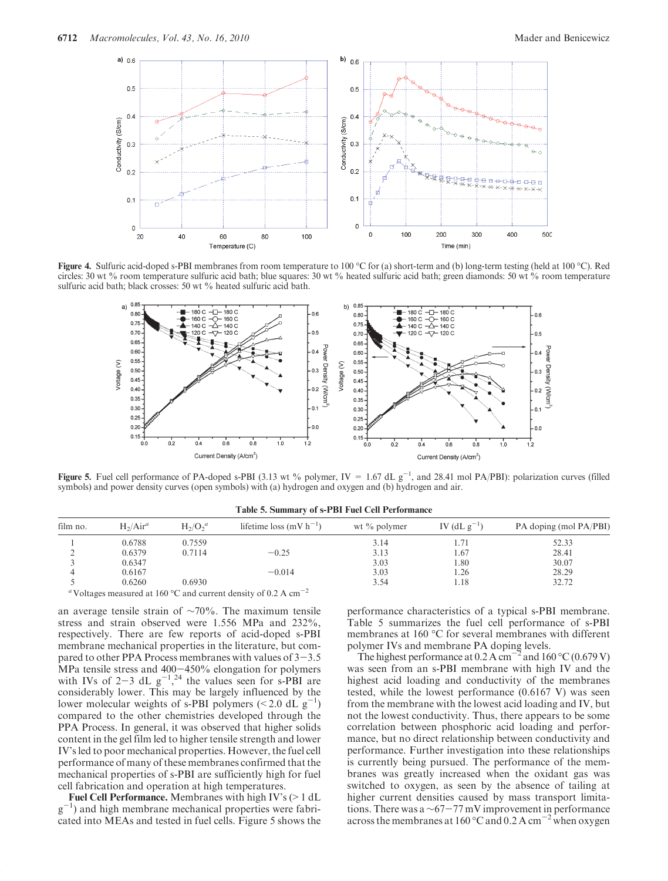**Figure 4.** Sulfuric acid-doped s-PBI membranes from room temperature to 100 °C for (a) short-term and (b) long-term testing (held at 100 °C). Red circles: 30 wt % room temperature sulfuric acid bath; blue squares: 30 wt % heated sulfuric acid bath; green diamonds: 50 wt % room temperature sulfuric acid bath; black crosses: 50 wt % heated sulfuric acid bath.

**Figure 5.** Fuel cell performance of PA-doped s-PBI (3.13 wt % polymer, IV = 1.67 dL g$^{-1}$, and 28.41 mol PA/PBI): polarization curves (filled symbols) and power density curves (open symbols) with (a) hydrogen and oxygen and (b) hydrogen and air.

**Table 5. Summary of s-PBI Fuel Cell Performance**

| film no. | $H_2$/Air[a] | $H_2/O_2$[a] | lifetime loss (mV h$^{-1}$) | wt % polymer | IV (dL g$^{-1}$) | PA doping (mol PA/PBI) |
|---|---|---|---|---|---|---|
| 1 | 0.6788 | 0.7559 | | 3.14 | 1.71 | 52.33 |
| 2 | 0.6379 | 0.7114 | −0.25 | 3.13 | 1.67 | 28.41 |
| 3 | 0.6347 | | | 3.03 | 1.80 | 30.07 |
| 4 | 0.6167 | | −0.014 | 3.03 | 1.26 | 28.29 |
| 5 | 0.6260 | 0.6930 | | 3.54 | 1.18 | 32.72 |

[a] Voltages measured at 160 °C and current density of 0.2 A cm$^{-2}$

an average tensile strain of ~70%. The maximum tensile stress and strain observed were 1.556 MPa and 232%, respectively. There are few reports of acid-doped s-PBI membrane mechanical properties in the literature, but compared to other PPA Process membranes with values of 3−3.5 MPa tensile stress and 400−450% elongation for polymers with IVs of 2−3 dL g$^{-1}$,[24] the values seen for s-PBI are considerably lower. This may be largely influenced by the lower molecular weights of s-PBI polymers (< 2.0 dL g$^{-1}$) compared to the other chemistries developed through the PPA Process. In general, it was observed that higher solids content in the gel film led to higher tensile strength and lower IV's led to poor mechanical properties. However, the fuel cell performance of many of these membranes confirmed that the mechanical properties of s-PBI are sufficiently high for fuel cell fabrication and operation at high temperatures.

**Fuel Cell Performance.** Membranes with high IV's (> 1 dL g$^{-1}$) and high membrane mechanical properties were fabricated into MEAs and tested in fuel cells. Figure 5 shows the performance characteristics of a typical s-PBI membrane. Table 5 summarizes the fuel cell performance of s-PBI membranes at 160 °C for several membranes with different polymer IVs and membrane PA doping levels.

The highest performance at 0.2 A cm$^{-2}$ and 160 °C (0.679 V) was seen from an s-PBI membrane with high IV and the highest acid loading and conductivity of the membranes tested, while the lowest performance (0.6167 V) was seen from the membrane with the lowest acid loading and IV, but not the lowest conductivity. Thus, there appears to be some correlation between phosphoric acid loading and performance, but no direct relationship between conductivity and performance. Further investigation into these relationships is currently being pursued. The performance of the membranes was greatly increased when the oxidant gas was switched to oxygen, as seen by the absence of tailing at higher current densities caused by mass transport limitations. There was a ~67−77 mV improvement in performance across the membranes at 160 °C and 0.2 A cm$^{-2}$ when oxygen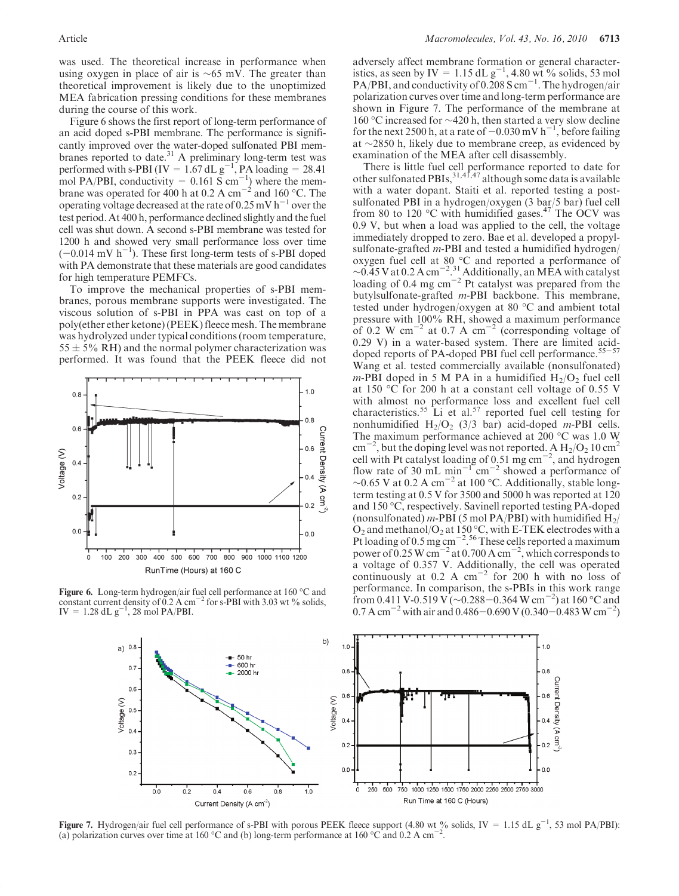was used. The theoretical increase in performance when using oxygen in place of air is ~65 mV. The greater than theoretical improvement is likely due to the unoptimized MEA fabrication pressing conditions for these membranes during the course of this work.

Figure 6 shows the first report of long-term performance of an acid doped s-PBI membrane. The performance is significantly improved over the water-doped sulfonated PBI membranes reported to date.[31] A preliminary long-term test was performed with s-PBI (IV = 1.67 dL $g^{-1}$, PA loading = 28.41 mol PA/PBI, conductivity = 0.161 S $cm^{-1}$) where the membrane was operated for 400 h at 0.2 A $cm^{-2}$ and 160 °C. The operating voltage decreased at the rate of 0.25 mV $h^{-1}$ over the test period. At 400 h, performance declined slightly and the fuel cell was shut down. A second s-PBI membrane was tested for 1200 h and showed very small performance loss over time (−0.014 mV $h^{-1}$). These first long-term tests of s-PBI doped with PA demonstrate that these materials are good candidates for high temperature PEMFCs.

To improve the mechanical properties of s-PBI membranes, porous membrane supports were investigated. The viscous solution of s-PBI in PPA was cast on top of a poly(ether ether ketone) (PEEK) fleece mesh. The membrane was hydrolyzed under typical conditions (room temperature, 55 ± 5% RH) and the normal polymer characterization was performed. It was found that the PEEK fleece did not adversely affect membrane formation or general characteristics, as seen by IV = 1.15 dL $g^{-1}$, 4.80 wt % solids, 53 mol PA/PBI, and conductivity of 0.208 S $cm^{-1}$. The hydrogen/air polarization curves over time and long-term performance are shown in Figure 7. The performance of the membrane at 160 °C increased for ~420 h, then started a very slow decline for the next 2500 h, at a rate of −0.030 mV $h^{-1}$, before failing at ~2850 h, likely due to membrane creep, as evidenced by examination of the MEA after cell disassembly.

There is little fuel cell performance reported to date for other sulfonated PBIs,[31,41,47] although some data is available with a water dopant. Staiti et al. reported testing a post-sulfonated PBI in a hydrogen/oxygen (3 bar/5 bar) fuel cell from 80 to 120 °C with humidified gases.[47] The OCV was 0.9 V, but when a load was applied to the cell, the voltage immediately dropped to zero. Bae et al. developed a propylsulfonate-grafted *m*-PBI and tested a humidified hydrogen/oxygen fuel cell at 80 °C and reported a performance of ~0.45 V at 0.2 A $cm^{-2}$.[31] Additionally, an MEA with catalyst loading of 0.4 mg $cm^{-2}$ Pt catalyst was prepared from the butylsulfonate-grafted *m*-PBI backbone. This membrane, tested under hydrogen/oxygen at 80 °C and ambient total pressure with 100% RH, showed a maximum performance of 0.2 W $cm^{-2}$ at 0.7 A $cm^{-2}$ (corresponding voltage of 0.29 V) in a water-based system. There are limited acid-doped reports of PA-doped PBI fuel cell performance.[55−57] Wang et al. tested commercially available (nonsulfonated) *m*-PBI doped in 5 M PA in a humidified $H_2/O_2$ fuel cell at 150 °C for 200 h at a constant cell voltage of 0.55 V with almost no performance loss and excellent fuel cell characteristics.[55] Li et al.[57] reported fuel cell testing for nonhumidified $H_2/O_2$ (3/3 bar) acid-doped *m*-PBI cells. The maximum performance achieved at 200 °C was 1.0 W $cm^{-2}$, but the doping level was not reported. A $H_2/O_2$ 10 $cm^2$ cell with Pt catalyst loading of 0.51 mg $cm^{-2}$, and hydrogen flow rate of 30 mL $min^{-1}$ $cm^{-2}$ showed a performance of ~0.65 V at 0.2 A $cm^{-2}$ at 100 °C. Additionally, stable long-term testing at 0.5 V for 3500 and 5000 h was reported at 120 and 150 °C, respectively. Savinell reported testing PA-doped (nonsulfonated) *m*-PBI (5 mol PA/PBI) with humidified $H_2/O_2$ and methanol/$O_2$ at 150 °C, with E-TEK electrodes with a Pt loading of 0.5 mg $cm^{-2}$.[56] These cells reported a maximum power of 0.25 W $cm^{-2}$ at 0.700 A $cm^{-2}$, which corresponds to a voltage of 0.357 V. Additionally, the cell was operated continuously at 0.2 A $cm^{-2}$ for 200 h with no loss of performance. In comparison, the s-PBIs in this work range from 0.411 V-0.519 V (~0.288−0.364 W $cm^{-2}$) at 160 °C and 0.7 A $cm^{-2}$ with air and 0.486−0.690 V (0.340−0.483 W $cm^{-2}$)

**Figure 6.** Long-term hydrogen/air fuel cell performance at 160 °C and constant current density of 0.2 A $cm^{-2}$ for s-PBI with 3.03 wt % solids, IV = 1.28 dL $g^{-1}$, 28 mol PA/PBI.

**Figure 7.** Hydrogen/air fuel cell performance of s-PBI with porous PEEK fleece support (4.80 wt % solids, IV = 1.15 dL $g^{-1}$, 53 mol PA/PBI): (a) polarization curves over time at 160 °C and (b) long-term performance at 160 °C and 0.2 A $cm^{-2}$.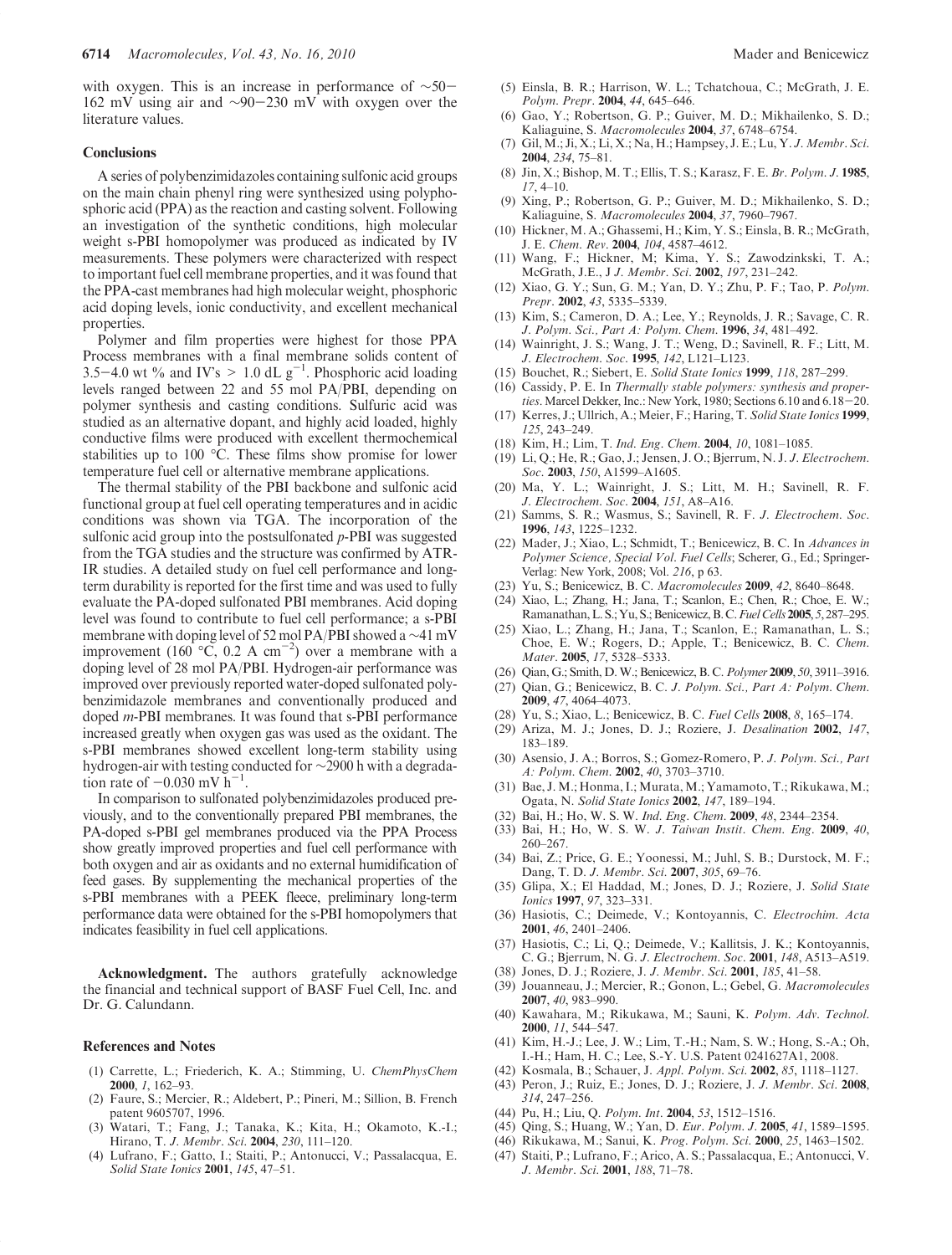with oxygen. This is an increase in performance of ~50–162 mV using air and ~90–230 mV with oxygen over the literature values.

## Conclusions

A series of polybenzimidazoles containing sulfonic acid groups on the main chain phenyl ring were synthesized using polyphosphoric acid (PPA) as the reaction and casting solvent. Following an investigation of the synthetic conditions, high molecular weight s-PBI homopolymer was produced as indicated by IV measurements. These polymers were characterized with respect to important fuel cell membrane properties, and it was found that the PPA-cast membranes had high molecular weight, phosphoric acid doping levels, ionic conductivity, and excellent mechanical properties.

Polymer and film properties were highest for those PPA Process membranes with a final membrane solids content of 3.5–4.0 wt % and IV's > 1.0 dL $g^{-1}$. Phosphoric acid loading levels ranged between 22 and 55 mol PA/PBI, depending on polymer synthesis and casting conditions. Sulfuric acid was studied as an alternative dopant, and highly acid loaded, highly conductive films were produced with excellent thermochemical stabilities up to 100 °C. These films show promise for lower temperature fuel cell or alternative membrane applications.

The thermal stability of the PBI backbone and sulfonic acid functional group at fuel cell operating temperatures and in acidic conditions was shown via TGA. The incorporation of the sulfonic acid group into the postsulfonated *p*-PBI was suggested from the TGA studies and the structure was confirmed by ATR-IR studies. A detailed study on fuel cell performance and long-term durability is reported for the first time and was used to fully evaluate the PA-doped sulfonated PBI membranes. Acid doping level was found to contribute to fuel cell performance; a s-PBI membrane with doping level of 52 mol PA/PBI showed a ~41 mV improvement (160 °C, 0.2 A $cm^{-2}$) over a membrane with a doping level of 28 mol PA/PBI. Hydrogen-air performance was improved over previously reported water-doped sulfonated polybenzimidazole membranes and conventionally produced and doped *m*-PBI membranes. It was found that s-PBI performance increased greatly when oxygen gas was used as the oxidant. The s-PBI membranes showed excellent long-term stability using hydrogen-air with testing conducted for ~2900 h with a degradation rate of −0.030 mV $h^{-1}$.

In comparison to sulfonated polybenzimidazoles produced previously, and to the conventionally prepared PBI membranes, the PA-doped s-PBI gel membranes produced via the PPA Process show greatly improved properties and fuel cell performance with both oxygen and air as oxidants and no external humidification of feed gases. By supplementing the mechanical properties of the s-PBI membranes with a PEEK fleece, preliminary long-term performance data were obtained for the s-PBI homopolymers that indicates feasibility in fuel cell applications.

**Acknowledgment.** The authors gratefully acknowledge the financial and technical support of BASF Fuel Cell, Inc. and Dr. G. Calundann.

## References and Notes

(1) Carrette, L.; Friederich, K. A.; Stimming, U. *ChemPhysChem* **2000**, *1*, 162–93.
(2) Faure, S.; Mercier, R.; Aldebert, P.; Pineri, M.; Sillion, B. French patent 9605707, 1996.
(3) Watari, T.; Fang, J.; Tanaka, K.; Kita, H.; Okamoto, K.-I.; Hirano, T. *J. Membr. Sci.* **2004**, *230*, 111–120.
(4) Lufrano, F.; Gatto, I.; Staiti, P.; Antonucci, V.; Passalacqua, E. *Solid State Ionics* **2001**, *145*, 47–51.
(5) Einsla, B. R.; Harrison, W. L.; Tchatchoua, C.; McGrath, J. E. *Polym. Prepr.* **2004**, *44*, 645–646.
(6) Gao, Y.; Robertson, G. P.; Guiver, M. D.; Mikhailenko, S. D.; Kaliaguine, S. *Macromolecules* **2004**, *37*, 6748–6754.
(7) Gil, M.; Ji, X.; Li, X.; Na, H.; Hampsey, J. E.; Lu, Y. *J. Membr. Sci.* **2004**, *234*, 75–81.
(8) Jin, X.; Bishop, M. T.; Ellis, T. S.; Karasz, F. E. *Br. Polym. J.* **1985**, *17*, 4–10.
(9) Xing, P.; Robertson, G. P.; Guiver, M. D.; Mikhailenko, S. D.; Kaliaguine, S. *Macromolecules* **2004**, *37*, 7960–7967.
(10) Hickner, M. A.; Ghassemi, H.; Kim, Y. S.; Einsla, B. R.; McGrath, J. E. *Chem. Rev.* **2004**, *104*, 4587–4612.
(11) Wang, F.; Hickner, M; Kima, Y. S.; Zawodzinkski, T. A.; McGrath, J.E., J *J. Membr. Sci.* **2002**, *197*, 231–242.
(12) Xiao, G. Y.; Sun, G. M.; Yan, D. Y.; Zhu, P. F.; Tao, P. *Polym. Prepr.* **2002**, *43*, 5335–5339.
(13) Kim, S.; Cameron, D. A.; Lee, Y.; Reynolds, J. R.; Savage, C. R. *J. Polym. Sci., Part A: Polym. Chem.* **1996**, *34*, 481–492.
(14) Wainright, J. S.; Wang, J. T.; Weng, D.; Savinell, R. F.; Litt, M. *J. Electrochem. Soc.* **1995**, *142*, L121–L123.
(15) Bouchet, R.; Siebert, E. *Solid State Ionics* **1999**, *118*, 287–299.
(16) Cassidy, P. E. In *Thermally stable polymers: synthesis and properties*. Marcel Dekker, Inc.: New York, 1980; Sections 6.10 and 6.18–20.
(17) Kerres, J.; Ullrich, A.; Meier, F.; Haring, T. *Solid State Ionics* **1999**, *125*, 243–249.
(18) Kim, H.; Lim, T. *Ind. Eng. Chem.* **2004**, *10*, 1081–1085.
(19) Li, Q.; He, R.; Gao, J.; Jensen, J. O.; Bjerrum, N. J. *J. Electrochem. Soc.* **2003**, *150*, A1599–A1605.
(20) Ma, Y. L.; Wainright, J. S.; Litt, M. H.; Savinell, R. F. *J. Electrochem. Soc.* **2004**, *151*, A8–A16.
(21) Samms, S. R.; Wasmus, S.; Savinell, R. F. *J. Electrochem. Soc.* **1996**, *143*, 1225–1232.
(22) Mader, J.; Xiao, L.; Schmidt, T.; Benicewicz, B. C. In *Advances in Polymer Science, Special Vol. Fuel Cells*; Scherer, G., Ed.; Springer-Verlag: New York, 2008; Vol. *216*, p 63.
(23) Yu, S.; Benicewicz, B. C. *Macromolecules* **2009**, *42*, 8640–8648.
(24) Xiao, L.; Zhang, H.; Jana, T.; Scanlon, E.; Chen, R.; Choe, E. W.; Ramanathan, L. S.; Yu, S.; Benicewicz, B. C. *Fuel Cells* **2005**, *5*, 287–295.
(25) Xiao, L.; Zhang, H.; Jana, T.; Scanlon, E.; Ramanathan, L. S.; Choe, E. W.; Rogers, D.; Apple, T.; Benicewicz, B. C. *Chem. Mater.* **2005**, *17*, 5328–5333.
(26) Qian, G.; Smith, D. W.; Benicewicz, B. C. *Polymer* **2009**, *50*, 3911–3916.
(27) Qian, G.; Benicewicz, B. C. *J. Polym. Sci., Part A: Polym. Chem.* **2009**, *47*, 4064–4073.
(28) Yu, S.; Xiao, L.; Benicewicz, B. C. *Fuel Cells* **2008**, *8*, 165–174.
(29) Ariza, M. J.; Jones, D. J.; Roziere, J. *Desalination* **2002**, *147*, 183–189.
(30) Asensio, J. A.; Borros, S.; Gomez-Romero, P. *J. Polym. Sci., Part A: Polym. Chem.* **2002**, *40*, 3703–3710.
(31) Bae, J. M.; Honma, I.; Murata, M.; Yamamoto, T.; Rikukawa, M.; Ogata, N. *Solid State Ionics* **2002**, *147*, 189–194.
(32) Bai, H.; Ho, W. S. W. *Ind. Eng. Chem.* **2009**, *48*, 2344–2354.
(33) Bai, H.; Ho, W. S. W. *J. Taiwan Instit. Chem. Eng.* **2009**, *40*, 260–267.
(34) Bai, Z.; Price, G. E.; Yoonessi, M.; Juhl, S. B.; Durstock, M. F.; Dang, T. D. *J. Membr. Sci.* **2007**, *305*, 69–76.
(35) Glipa, X.; El Haddad, M.; Jones, D. J.; Roziere, J. *Solid State Ionics* **1997**, *97*, 323–331.
(36) Hasiotis, C.; Deimede, V.; Kontoyannis, C. *Electrochim. Acta* **2001**, *46*, 2401–2406.
(37) Hasiotis, C.; Li, Q.; Deimede, V.; Kallitsis, J. K.; Kontoyannis, C. G.; Bjerrum, N. G. *J. Electrochem. Soc.* **2001**, *148*, A513–A519.
(38) Jones, D. J.; Roziere, J. *J. Membr. Sci.* **2001**, *185*, 41–58.
(39) Jouanneau, J.; Mercier, R.; Gonon, L.; Gebel, G. *Macromolecules* **2007**, *40*, 983–990.
(40) Kawahara, M.; Rikukawa, M.; Sauni, K. *Polym. Adv. Technol.* **2000**, *11*, 544–547.
(41) Kim, H.-J.; Lee, J. W.; Lim, T.-H.; Nam, S. W.; Hong, S.-A.; Oh, I.-H.; Ham, H. C.; Lee, S.-Y. U.S. Patent 0241627A1, 2008.
(42) Kosmala, B.; Schauer, J. *Appl. Polym. Sci.* **2002**, *85*, 1118–1127.
(43) Peron, J.; Ruiz, E.; Jones, D. J.; Roziere, J. *J. Membr. Sci.* **2008**, *314*, 247–256.
(44) Pu, H.; Liu, Q. *Polym. Int.* **2004**, *53*, 1512–1516.
(45) Qing, S.; Huang, W.; Yan, D. *Eur. Polym. J.* **2005**, *41*, 1589–1595.
(46) Rikukawa, M.; Sanui, K. *Prog. Polym. Sci.* **2000**, *25*, 1463–1502.
(47) Staiti, P.; Lufrano, F.; Arico, A. S.; Passalacqua, E.; Antonucci, V. *J. Membr. Sci.* **2001**, *188*, 71–78.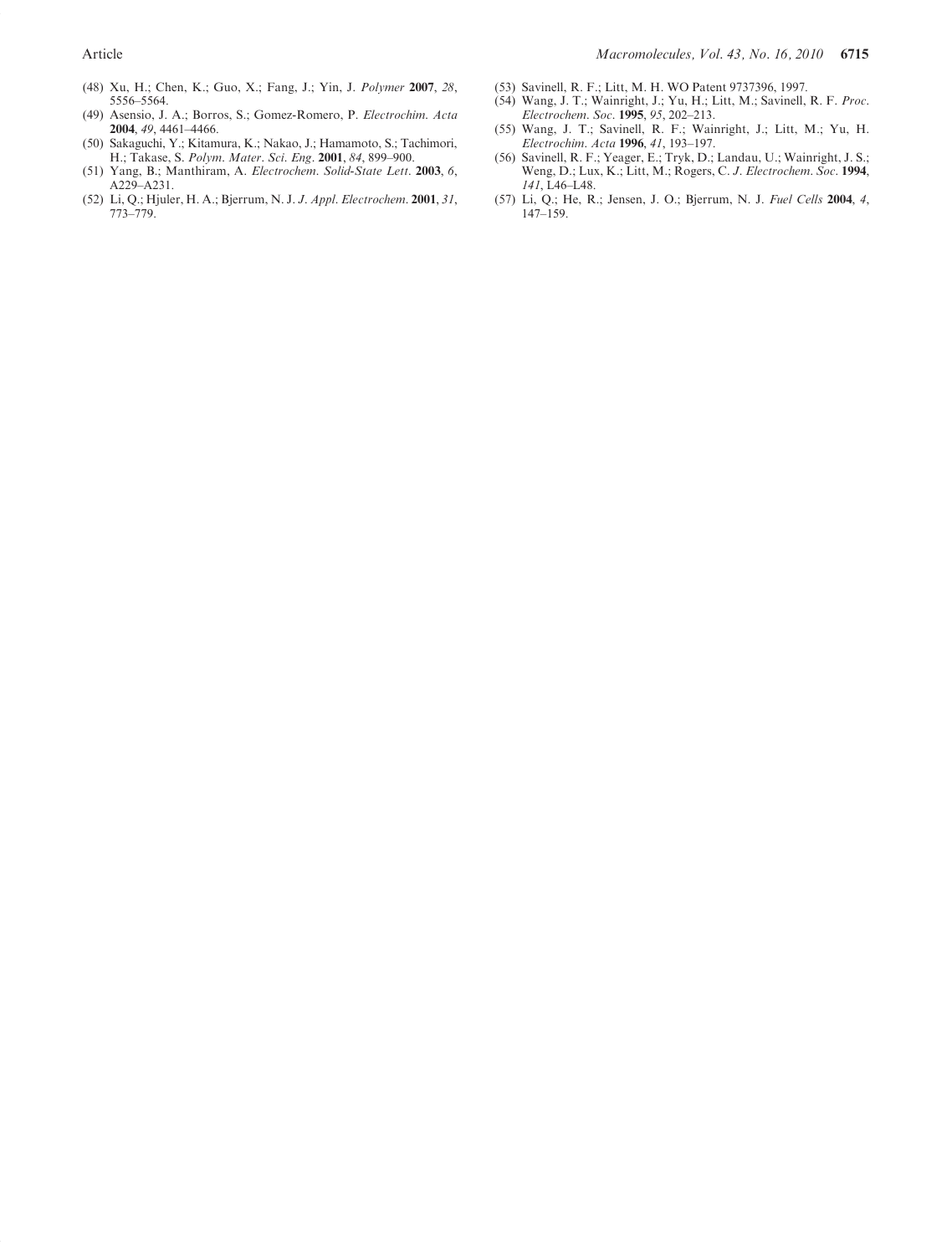(48) Xu, H.; Chen, K.; Guo, X.; Fang, J.; Yin, J. *Polymer* **2007**, *28*, 5556–5564.

(49) Asensio, J. A.; Borros, S.; Gomez-Romero, P. *Electrochim. Acta* **2004**, *49*, 4461–4466.

(50) Sakaguchi, Y.; Kitamura, K.; Nakao, J.; Hamamoto, S.; Tachimori, H.; Takase, S. *Polym. Mater. Sci. Eng.* **2001**, *84*, 899–900.

(51) Yang, B.; Manthiram, A. *Electrochem. Solid-State Lett.* **2003**, *6*, A229–A231.

(52) Li, Q.; Hjuler, H. A.; Bjerrum, N. J. *J. Appl. Electrochem.* **2001**, *31*, 773–779.

(53) Savinell, R. F.; Litt, M. H. WO Patent 9737396, 1997.

(54) Wang, J. T.; Wainright, J.; Yu, H.; Litt, M.; Savinell, R. F. *Proc. Electrochem. Soc.* **1995**, *95*, 202–213.

(55) Wang, J. T.; Savinell, R. F.; Wainright, J.; Litt, M.; Yu, H. *Electrochim. Acta* **1996**, *41*, 193–197.

(56) Savinell, R. F.; Yeager, E.; Tryk, D.; Landau, U.; Wainright, J. S.; Weng, D.; Lux, K.; Litt, M.; Rogers, C. *J. Electrochem. Soc.* **1994**, *141*, L46–L48.

(57) Li, Q.; He, R.; Jensen, J. O.; Bjerrum, N. J. *Fuel Cells* **2004**, *4*, 147–159.